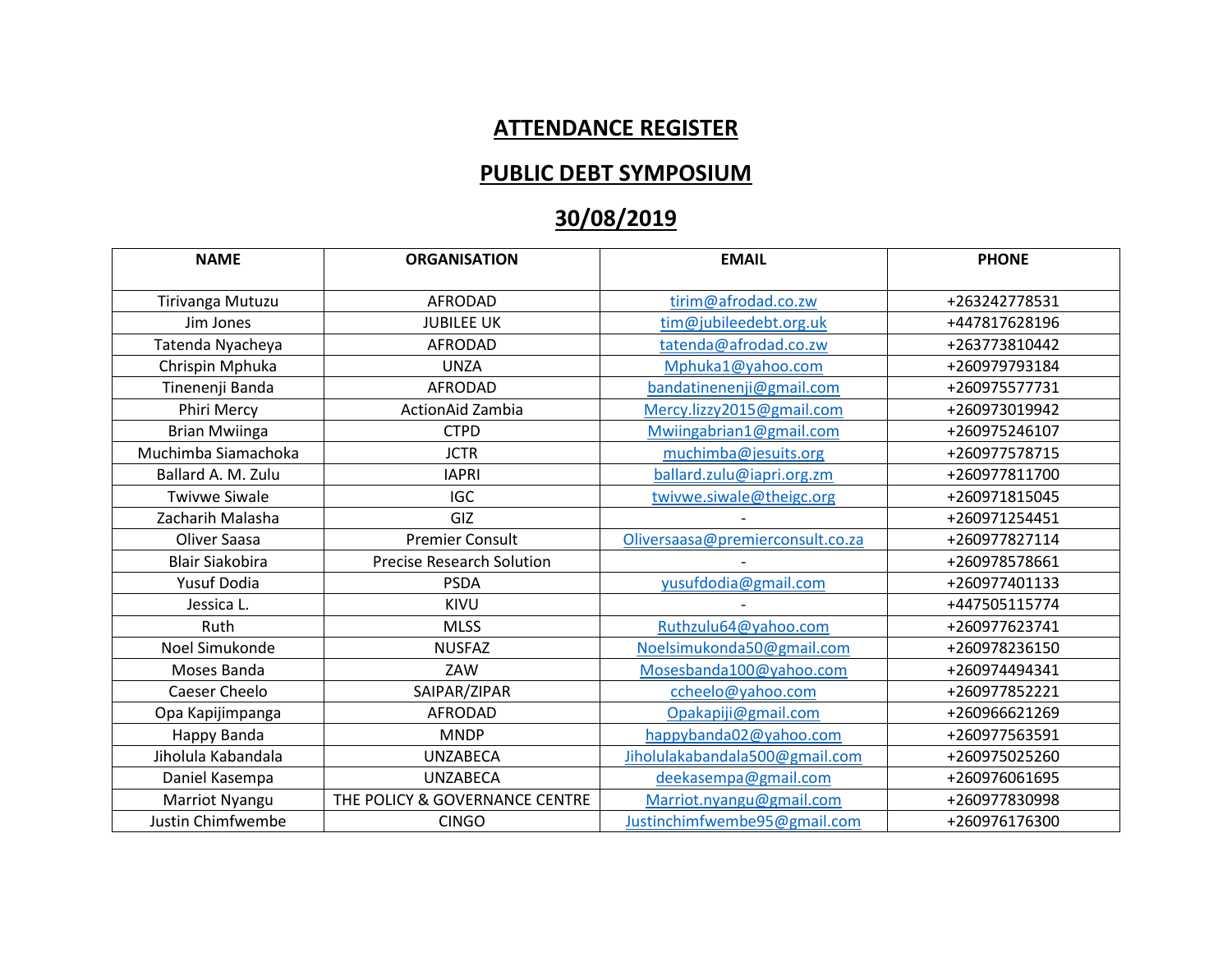# ATTENDANCE REGISTER

# PUBLIC DEBT SYMPOSIUM

# 30/08/2019

| NAME | ORGANISATION | EMAIL | PHONE |
|---|---|---|---|
| Tirivanga Mutuzu | AFRODAD | tirim@afrodad.co.zw | +263242778531 |
| Jim Jones | JUBILEE UK | tim@jubileedebt.org.uk | +447817628196 |
| Tatenda Nyacheya | AFRODAD | tatenda@afrodad.co.zw | +263773810442 |
| Chrispin Mphuka | UNZA | Mphuka1@yahoo.com | +260979793184 |
| Tinenenji Banda | AFRODAD | bandatinenenji@gmail.com | +260975577731 |
| Phiri Mercy | ActionAid Zambia | Mercy.lizzy2015@gmail.com | +260973019942 |
| Brian Mwiinga | CTPD | Mwiingabrian1@gmail.com | +260975246107 |
| Muchimba Siamachoka | JCTR | muchimba@jesuits.org | +260977578715 |
| Ballard A. M. Zulu | IAPRI | ballard.zulu@iapri.org.zm | +260977811700 |
| Twivwe Siwale | IGC | twivwe.siwale@theigc.org | +260971815045 |
| Zacharih Malasha | GIZ | - | +260971254451 |
| Oliver Saasa | Premier Consult | Oliversaasa@premierconsult.co.za | +260977827114 |
| Blair Siakobira | Precise Research Solution | - | +260978578661 |
| Yusuf Dodia | PSDA | yusufdodia@gmail.com | +260977401133 |
| Jessica L. | KIVU | - | +447505115774 |
| Ruth | MLSS | Ruthzulu64@yahoo.com | +260977623741 |
| Noel Simukonde | NUSFAZ | Noelsimukonda50@gmail.com | +260978236150 |
| Moses Banda | ZAW | Mosesbanda100@yahoo.com | +260974494341 |
| Caeser Cheelo | SAIPAR/ZIPAR | ccheelo@yahoo.com | +260977852221 |
| Opa Kapijimpanga | AFRODAD | Opakapiji@gmail.com | +260966621269 |
| Happy Banda | MNDP | happybanda02@yahoo.com | +260977563591 |
| Jiholula Kabandala | UNZABECA | Jiholulakabandala500@gmail.com | +260975025260 |
| Daniel Kasempa | UNZABECA | deekasempa@gmail.com | +260976061695 |
| Marriot Nyangu | THE POLICY & GOVERNANCE CENTRE | Marriot.nyangu@gmail.com | +260977830998 |
| Justin Chimfwembe | CINGO | Justinchimfwembe95@gmail.com | +260976176300 |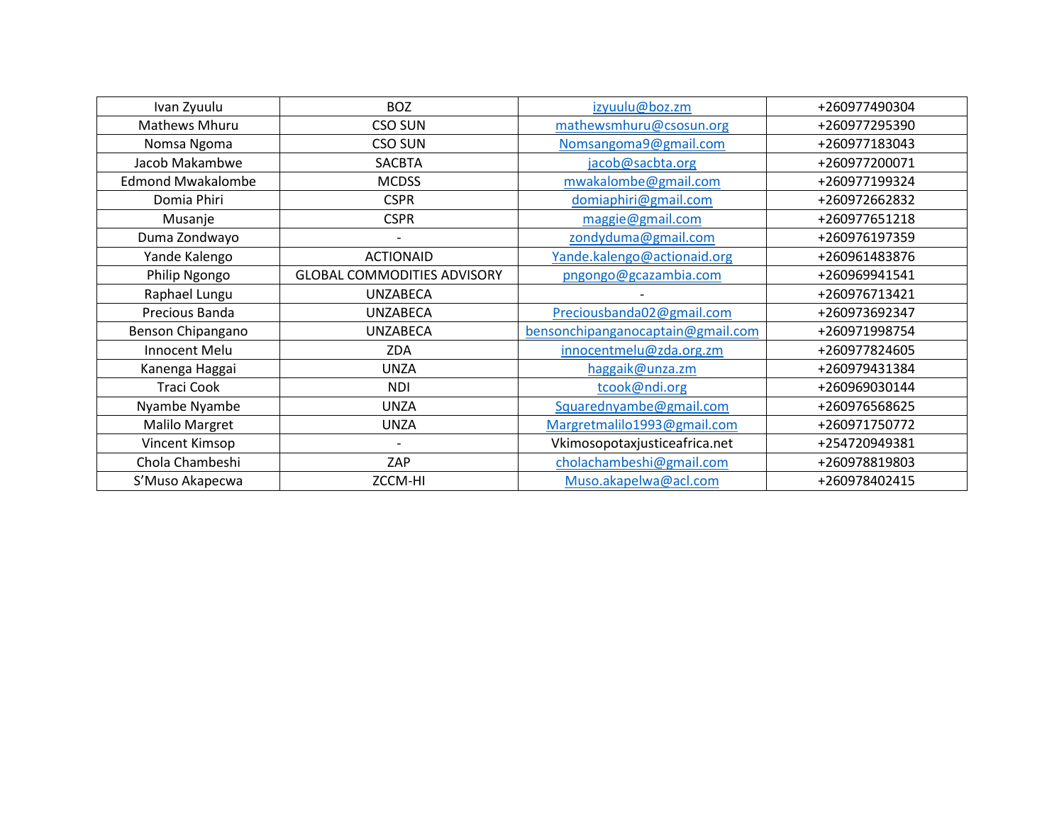| Ivan Zyuulu | BOZ | izyuulu@boz.zm | +260977490304 |
|---|---|---|---|
| Mathews Mhuru | CSO SUN | mathewsmhuru@csosun.org | +260977295390 |
| Nomsa Ngoma | CSO SUN | Nomsangoma9@gmail.com | +260977183043 |
| Jacob Makambwe | SACBTA | jacob@sacbta.org | +260977200071 |
| Edmond Mwakalombe | MCDSS | mwakalombe@gmail.com | +260977199324 |
| Domia Phiri | CSPR | domiaphiri@gmail.com | +260972662832 |
| Musanje | CSPR | maggie@gmail.com | +260977651218 |
| Duma Zondwayo | - | zondyduma@gmail.com | +260976197359 |
| Yande Kalengo | ACTIONAID | Yande.kalengo@actionaid.org | +260961483876 |
| Philip Ngongo | GLOBAL COMMODITIES ADVISORY | pngongo@gcazambia.com | +260969941541 |
| Raphael Lungu | UNZABECA | - | +260976713421 |
| Precious Banda | UNZABECA | Preciousbanda02@gmail.com | +260973692347 |
| Benson Chipangano | UNZABECA | bensonchipanganocaptain@gmail.com | +260971998754 |
| Innocent Melu | ZDA | innocentmelu@zda.org.zm | +260977824605 |
| Kanenga Haggai | UNZA | haggaik@unza.zm | +260979431384 |
| Traci Cook | NDI | tcook@ndi.org | +260969030144 |
| Nyambe Nyambe | UNZA | Squarednyambe@gmail.com | +260976568625 |
| Malilo Margret | UNZA | Margretmalilo1993@gmail.com | +260971750772 |
| Vincent Kimsop | - | Vkimosopotaxjusticeafrica.net | +254720949381 |
| Chola Chambeshi | ZAP | cholachambeshi@gmail.com | +260978819803 |
| S'Muso Akapecwa | ZCCM-HI | Muso.akapelwa@acl.com | +260978402415 |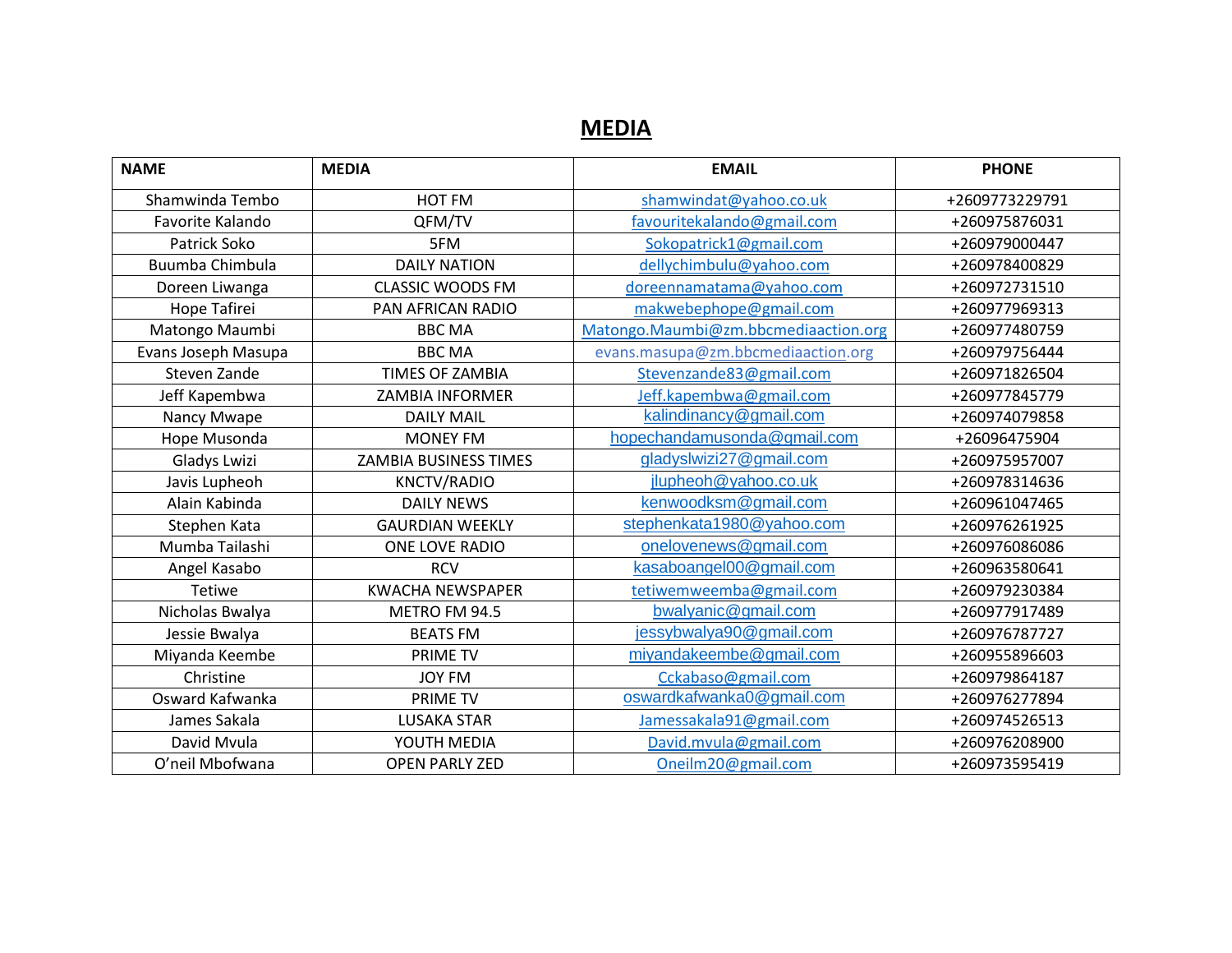# MEDIA

| NAME | MEDIA | EMAIL | PHONE |
|---|---|---|---|
| Shamwinda Tembo | HOT FM | shamwindat@yahoo.co.uk | +2609773229791 |
| Favorite Kalando | QFM/TV | favouritekalando@gmail.com | +260975876031 |
| Patrick Soko | 5FM | Sokopatrick1@gmail.com | +260979000447 |
| Buumba Chimbula | DAILY NATION | dellychimbulu@yahoo.com | +260978400829 |
| Doreen Liwanga | CLASSIC WOODS FM | doreennamatama@yahoo.com | +260972731510 |
| Hope Tafirei | PAN AFRICAN RADIO | makwebephope@gmail.com | +260977969313 |
| Matongo Maumbi | BBC MA | Matongo.Maumbi@zm.bbcmediaaction.org | +260977480759 |
| Evans Joseph Masupa | BBC MA | evans.masupa@zm.bbcmediaaction.org | +260979756444 |
| Steven Zande | TIMES OF ZAMBIA | Stevenzande83@gmail.com | +260971826504 |
| Jeff Kapembwa | ZAMBIA INFORMER | Jeff.kapembwa@gmail.com | +260977845779 |
| Nancy Mwape | DAILY MAIL | kalindinancy@gmail.com | +260974079858 |
| Hope Musonda | MONEY FM | hopechandamusonda@gmail.com | +26096475904 |
| Gladys Lwizi | ZAMBIA BUSINESS TIMES | gladyslwizi27@gmail.com | +260975957007 |
| Javis Lupheoh | KNCTV/RADIO | jlupheoh@yahoo.co.uk | +260978314636 |
| Alain Kabinda | DAILY NEWS | kenwoodksm@gmail.com | +260961047465 |
| Stephen Kata | GAURDIAN WEEKLY | stephenkata1980@yahoo.com | +260976261925 |
| Mumba Tailashi | ONE LOVE RADIO | onelovenews@gmail.com | +260976086086 |
| Angel Kasabo | RCV | kasaboangel00@gmail.com | +260963580641 |
| Tetiwe | KWACHA NEWSPAPER | tetiwemweemba@gmail.com | +260979230384 |
| Nicholas Bwalya | METRO FM 94.5 | bwalyanic@gmail.com | +260977917489 |
| Jessie Bwalya | BEATS FM | jessybwalya90@gmail.com | +260976787727 |
| Miyanda Keembe | PRIME TV | miyandakeembe@gmail.com | +260955896603 |
| Christine | JOY FM | Cckabaso@gmail.com | +260979864187 |
| Osward Kafwanka | PRIME TV | oswardkafwanka0@gmail.com | +260976277894 |
| James Sakala | LUSAKA STAR | Jamessakala91@gmail.com | +260974526513 |
| David Mvula | YOUTH MEDIA | David.mvula@gmail.com | +260976208900 |
| O'neil Mbofwana | OPEN PARLY ZED | Oneilm20@gmail.com | +260973595419 |